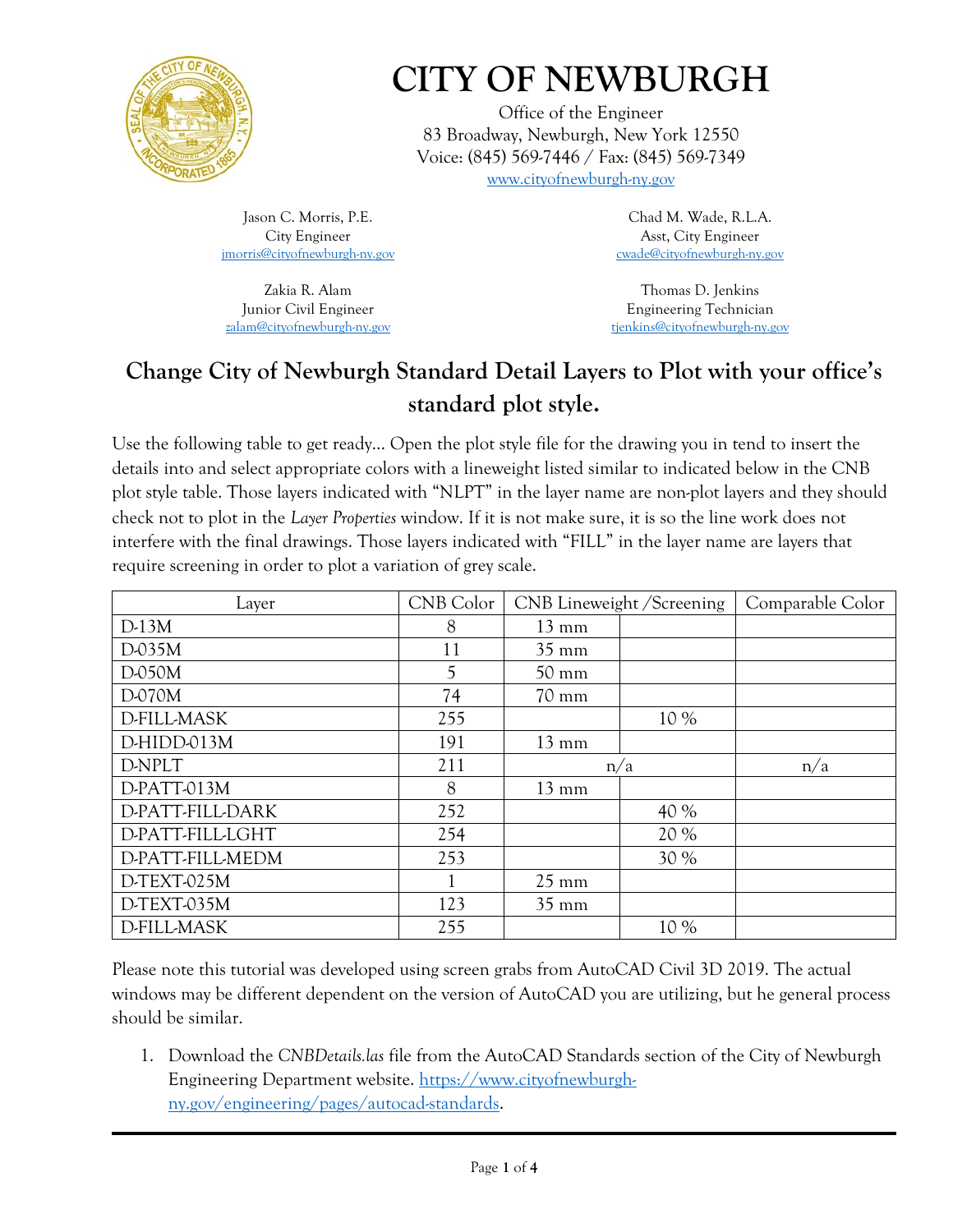# CITY OF NEWBURGH

Office of the Engineer
83 Broadway, Newburgh, New York 12550
Voice: (845) 569-7446 / Fax: (845) 569-7349
www.cityofnewburgh-ny.gov

Jason C. Morris, P.E.
City Engineer
jmorris@cityofnewburgh-ny.gov

Chad M. Wade, R.L.A.
Asst, City Engineer
cwade@cityofnewburgh-ny.gov

Zakia R. Alam
Junior Civil Engineer
zalam@cityofnewburgh-ny.gov

Thomas D. Jenkins
Engineering Technician
tjenkins@cityofnewburgh-ny.gov

## Change City of Newburgh Standard Detail Layers to Plot with your office's standard plot style.

Use the following table to get ready… Open the plot style file for the drawing you in tend to insert the details into and select appropriate colors with a lineweight listed similar to indicated below in the CNB plot style table. Those layers indicated with "NLPT" in the layer name are non-plot layers and they should check not to plot in the *Layer Properties* window. If it is not make sure, it is so the line work does not interfere with the final drawings. Those layers indicated with "FILL" in the layer name are layers that require screening in order to plot a variation of grey scale.

| Layer | CNB Color | CNB Lineweight /Screening | | Comparable Color |
|---|---|---|---|---|
| D-13M | 8 | 13 mm | | |
| D-035M | 11 | 35 mm | | |
| D-050M | 5 | 50 mm | | |
| D-070M | 74 | 70 mm | | |
| D-FILL-MASK | 255 | | 10 % | |
| D-HIDD-013M | 191 | 13 mm | | |
| D-NPLT | 211 | n/a | | n/a |
| D-PATT-013M | 8 | 13 mm | | |
| D-PATT-FILL-DARK | 252 | | 40 % | |
| D-PATT-FILL-LGHT | 254 | | 20 % | |
| D-PATT-FILL-MEDM | 253 | | 30 % | |
| D-TEXT-025M | 1 | 25 mm | | |
| D-TEXT-035M | 123 | 35 mm | | |
| D-FILL-MASK | 255 | | 10 % | |

Please note this tutorial was developed using screen grabs from AutoCAD Civil 3D 2019. The actual windows may be different dependent on the version of AutoCAD you are utilizing, but he general process should be similar.

1. Download the *CNBDetails.las* file from the AutoCAD Standards section of the City of Newburgh Engineering Department website. https://www.cityofnewburgh-ny.gov/engineering/pages/autocad-standards.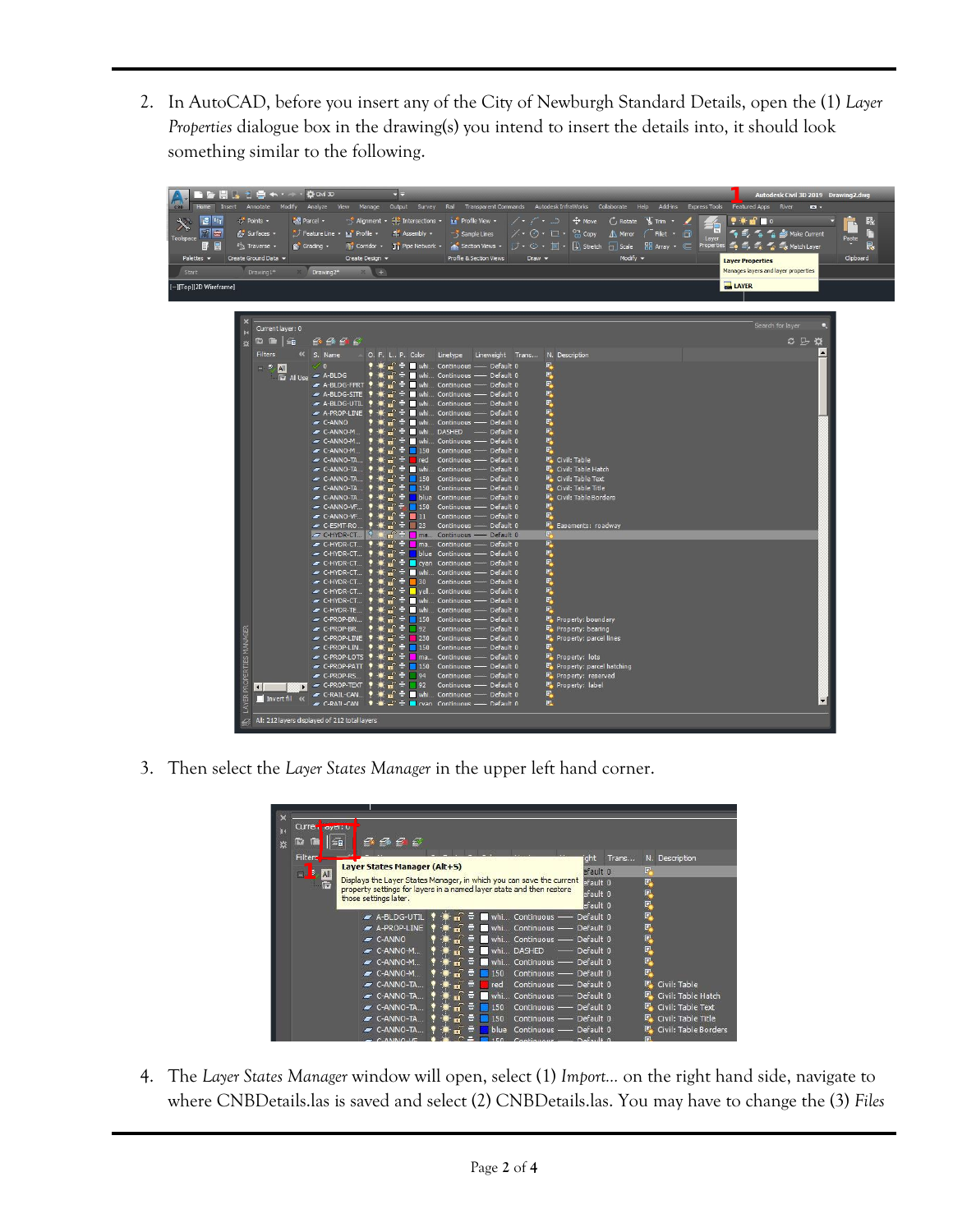2. In AutoCAD, before you insert any of the City of Newburgh Standard Details, open the (1) *Layer Properties* dialogue box in the drawing(s) you intend to insert the details into, it should look something similar to the following.

3. Then select the *Layer States Manager* in the upper left hand corner.

4. The *Layer States Manager* window will open, select (1) *Import...* on the right hand side, navigate to where CNBDetails.las is saved and select (2) CNBDetails.las. You may have to change the (3) *Files*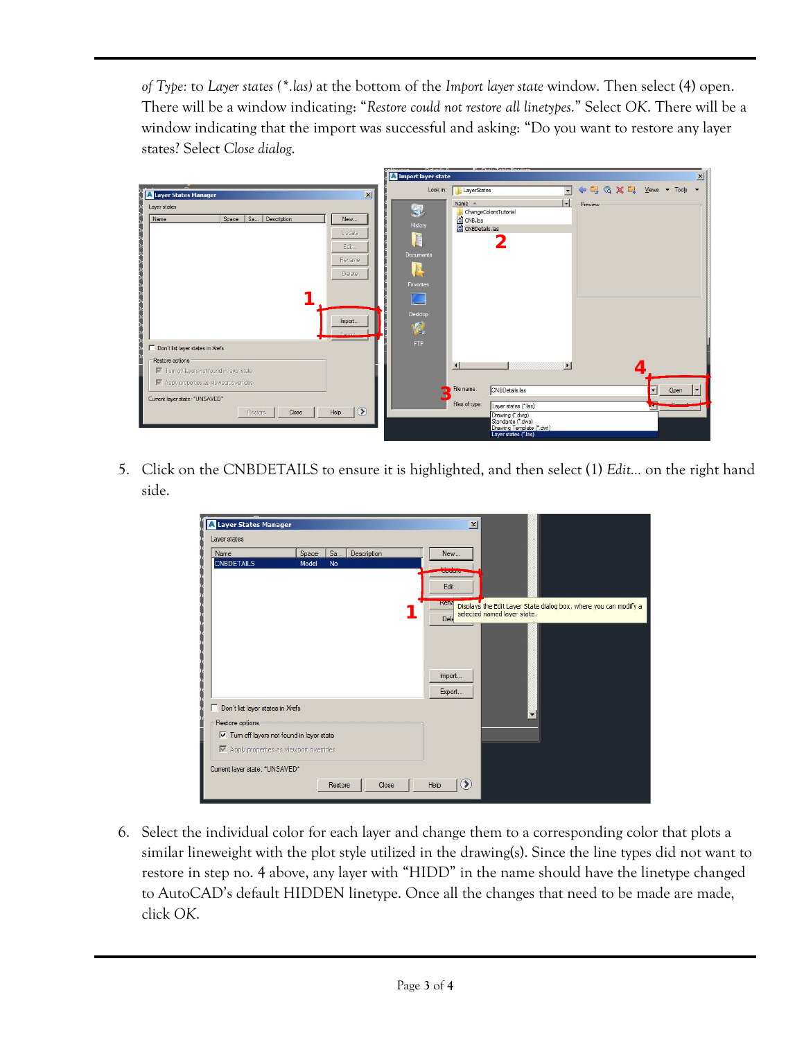*of Type:* to *Layer states (\*.las)* at the bottom of the *Import layer state* window. Then select (4) open. There will be a window indicating: "*Restore could not restore all linetypes.*" Select *OK*. There will be a window indicating that the import was successful and asking: "Do you want to restore any layer states? Select *Close dialog*.

5. Click on the CNBDETAILS to ensure it is highlighted, and then select (1) *Edit…* on the right hand side.

6. Select the individual color for each layer and change them to a corresponding color that plots a similar lineweight with the plot style utilized in the drawing(s). Since the line types did not want to restore in step no. 4 above, any layer with "HIDD" in the name should have the linetype changed to AutoCAD's default HIDDEN linetype. Once all the changes that need to be made are made, click *OK*.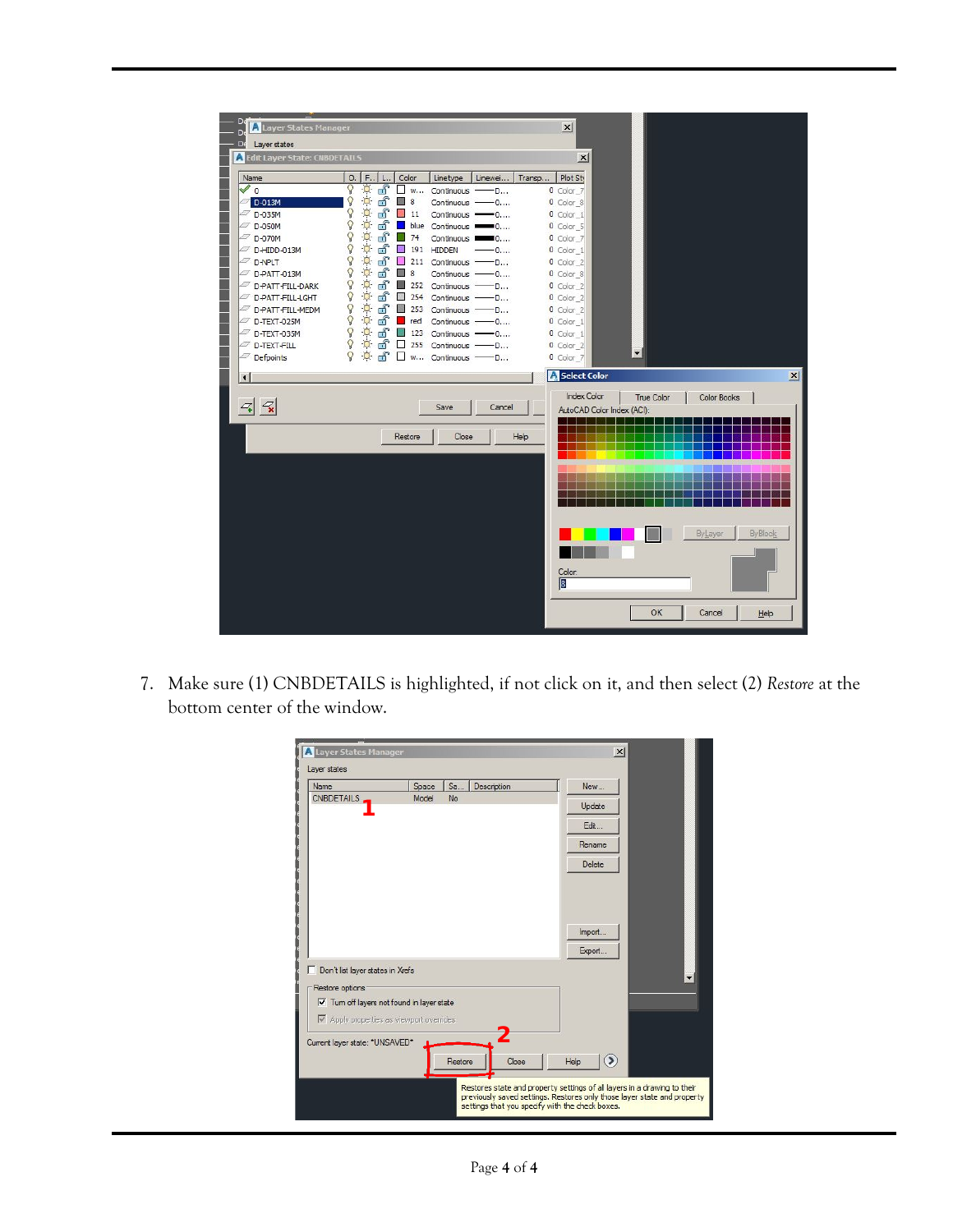7. Make sure (1) CNBDETAILS is highlighted, if not click on it, and then select (2) *Restore* at the bottom center of the window.